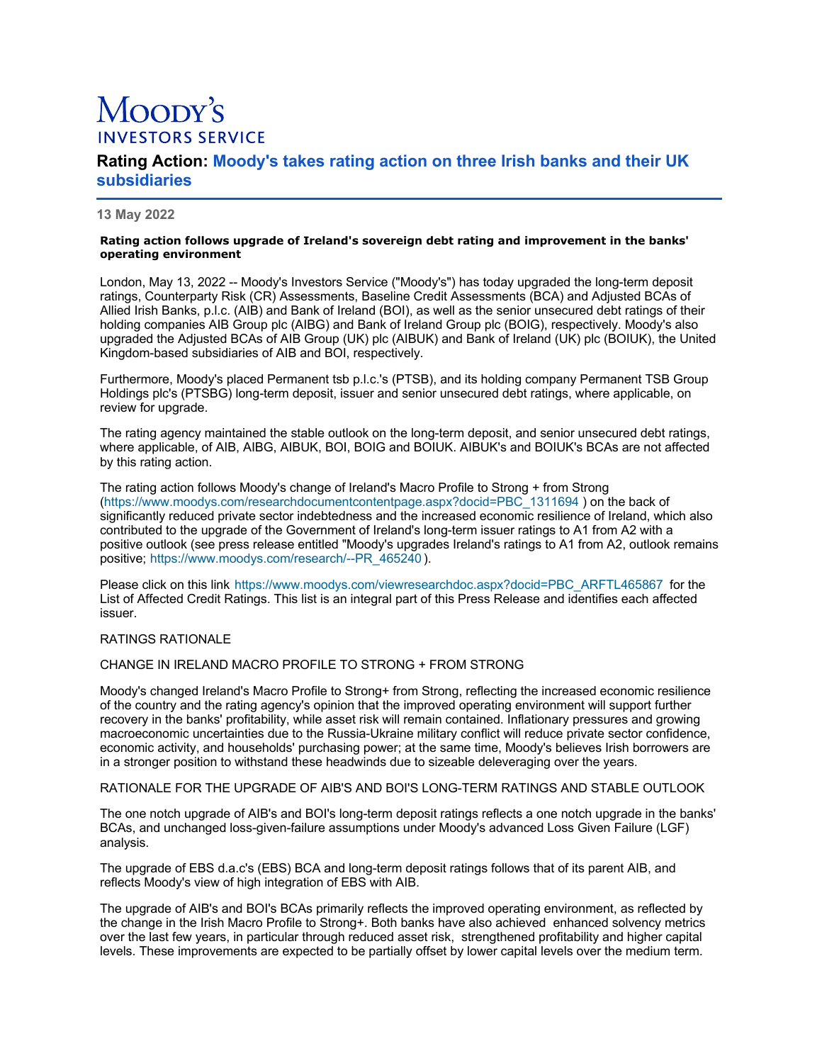Moody's
INVESTORS SERVICE

# Rating Action: Moody's takes rating action on three Irish banks and their UK subsidiaries

**13 May 2022**

**Rating action follows upgrade of Ireland's sovereign debt rating and improvement in the banks' operating environment**

London, May 13, 2022 -- Moody's Investors Service ("Moody's") has today upgraded the long-term deposit ratings, Counterparty Risk (CR) Assessments, Baseline Credit Assessments (BCA) and Adjusted BCAs of Allied Irish Banks, p.l.c. (AIB) and Bank of Ireland (BOI), as well as the senior unsecured debt ratings of their holding companies AIB Group plc (AIBG) and Bank of Ireland Group plc (BOIG), respectively. Moody's also upgraded the Adjusted BCAs of AIB Group (UK) plc (AIBUK) and Bank of Ireland (UK) plc (BOIUK), the United Kingdom-based subsidiaries of AIB and BOI, respectively.

Furthermore, Moody's placed Permanent tsb p.l.c.'s (PTSB), and its holding company Permanent TSB Group Holdings plc's (PTSBG) long-term deposit, issuer and senior unsecured debt ratings, where applicable, on review for upgrade.

The rating agency maintained the stable outlook on the long-term deposit, and senior unsecured debt ratings, where applicable, of AIB, AIBG, AIBUK, BOI, BOIG and BOIUK. AIBUK's and BOIUK's BCAs are not affected by this rating action.

The rating action follows Moody's change of Ireland's Macro Profile to Strong + from Strong (https://www.moodys.com/researchdocumentcontentpage.aspx?docid=PBC_1311694 ) on the back of significantly reduced private sector indebtedness and the increased economic resilience of Ireland, which also contributed to the upgrade of the Government of Ireland's long-term issuer ratings to A1 from A2 with a positive outlook (see press release entitled "Moody's upgrades Ireland's ratings to A1 from A2, outlook remains positive; https://www.moodys.com/research/--PR_465240 ).

Please click on this link https://www.moodys.com/viewresearchdoc.aspx?docid=PBC_ARFTL465867 for the List of Affected Credit Ratings. This list is an integral part of this Press Release and identifies each affected issuer.

RATINGS RATIONALE

CHANGE IN IRELAND MACRO PROFILE TO STRONG + FROM STRONG

Moody's changed Ireland's Macro Profile to Strong+ from Strong, reflecting the increased economic resilience of the country and the rating agency's opinion that the improved operating environment will support further recovery in the banks' profitability, while asset risk will remain contained. Inflationary pressures and growing macroeconomic uncertainties due to the Russia-Ukraine military conflict will reduce private sector confidence, economic activity, and households' purchasing power; at the same time, Moody's believes Irish borrowers are in a stronger position to withstand these headwinds due to sizeable deleveraging over the years.

RATIONALE FOR THE UPGRADE OF AIB'S AND BOI'S LONG-TERM RATINGS AND STABLE OUTLOOK

The one notch upgrade of AIB's and BOI's long-term deposit ratings reflects a one notch upgrade in the banks' BCAs, and unchanged loss-given-failure assumptions under Moody's advanced Loss Given Failure (LGF) analysis.

The upgrade of EBS d.a.c's (EBS) BCA and long-term deposit ratings follows that of its parent AIB, and reflects Moody's view of high integration of EBS with AIB.

The upgrade of AIB's and BOI's BCAs primarily reflects the improved operating environment, as reflected by the change in the Irish Macro Profile to Strong+. Both banks have also achieved enhanced solvency metrics over the last few years, in particular through reduced asset risk, strengthened profitability and higher capital levels. These improvements are expected to be partially offset by lower capital levels over the medium term.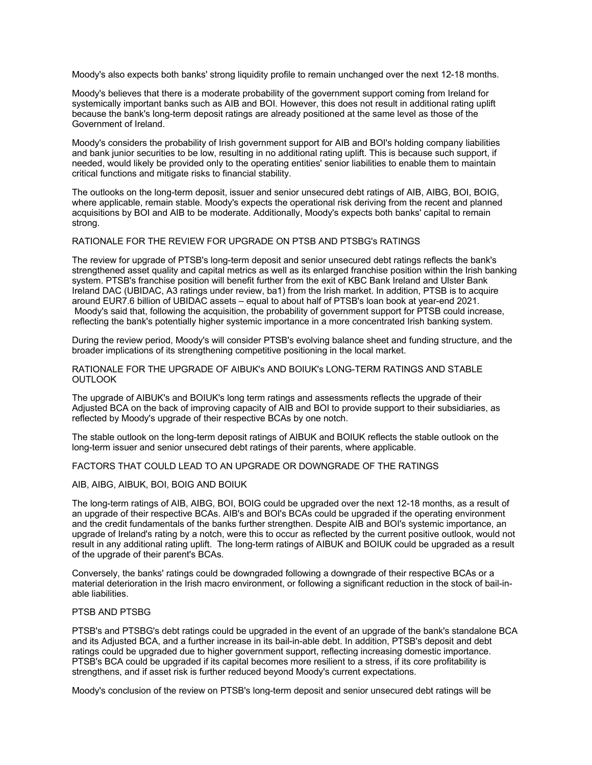Moody's also expects both banks' strong liquidity profile to remain unchanged over the next 12-18 months.

Moody's believes that there is a moderate probability of the government support coming from Ireland for systemically important banks such as AIB and BOI. However, this does not result in additional rating uplift because the bank's long-term deposit ratings are already positioned at the same level as those of the Government of Ireland.

Moody's considers the probability of Irish government support for AIB and BOI's holding company liabilities and bank junior securities to be low, resulting in no additional rating uplift. This is because such support, if needed, would likely be provided only to the operating entities' senior liabilities to enable them to maintain critical functions and mitigate risks to financial stability.

The outlooks on the long-term deposit, issuer and senior unsecured debt ratings of AIB, AIBG, BOI, BOIG, where applicable, remain stable. Moody's expects the operational risk deriving from the recent and planned acquisitions by BOI and AIB to be moderate. Additionally, Moody's expects both banks' capital to remain strong.

## RATIONALE FOR THE REVIEW FOR UPGRADE ON PTSB AND PTSBG's RATINGS

The review for upgrade of PTSB's long-term deposit and senior unsecured debt ratings reflects the bank's strengthened asset quality and capital metrics as well as its enlarged franchise position within the Irish banking system. PTSB's franchise position will benefit further from the exit of KBC Bank Ireland and Ulster Bank Ireland DAC (UBIDAC, A3 ratings under review, ba1) from the Irish market. In addition, PTSB is to acquire around EUR7.6 billion of UBIDAC assets – equal to about half of PTSB's loan book at year-end 2021. Moody's said that, following the acquisition, the probability of government support for PTSB could increase, reflecting the bank's potentially higher systemic importance in a more concentrated Irish banking system.

During the review period, Moody's will consider PTSB's evolving balance sheet and funding structure, and the broader implications of its strengthening competitive positioning in the local market.

## RATIONALE FOR THE UPGRADE OF AIBUK's AND BOIUK's LONG-TERM RATINGS AND STABLE OUTLOOK

The upgrade of AIBUK's and BOIUK's long term ratings and assessments reflects the upgrade of their Adjusted BCA on the back of improving capacity of AIB and BOI to provide support to their subsidiaries, as reflected by Moody's upgrade of their respective BCAs by one notch.

The stable outlook on the long-term deposit ratings of AIBUK and BOIUK reflects the stable outlook on the long-term issuer and senior unsecured debt ratings of their parents, where applicable.

## FACTORS THAT COULD LEAD TO AN UPGRADE OR DOWNGRADE OF THE RATINGS

### AIB, AIBG, AIBUK, BOI, BOIG AND BOIUK

The long-term ratings of AIB, AIBG, BOI, BOIG could be upgraded over the next 12-18 months, as a result of an upgrade of their respective BCAs. AIB's and BOI's BCAs could be upgraded if the operating environment and the credit fundamentals of the banks further strengthen. Despite AIB and BOI's systemic importance, an upgrade of Ireland's rating by a notch, were this to occur as reflected by the current positive outlook, would not result in any additional rating uplift. The long-term ratings of AIBUK and BOIUK could be upgraded as a result of the upgrade of their parent's BCAs.

Conversely, the banks' ratings could be downgraded following a downgrade of their respective BCAs or a material deterioration in the Irish macro environment, or following a significant reduction in the stock of bail-in-able liabilities.

### PTSB AND PTSBG

PTSB's and PTSBG's debt ratings could be upgraded in the event of an upgrade of the bank's standalone BCA and its Adjusted BCA, and a further increase in its bail-in-able debt. In addition, PTSB's deposit and debt ratings could be upgraded due to higher government support, reflecting increasing domestic importance. PTSB's BCA could be upgraded if its capital becomes more resilient to a stress, if its core profitability is strengthens, and if asset risk is further reduced beyond Moody's current expectations.

Moody's conclusion of the review on PTSB's long-term deposit and senior unsecured debt ratings will be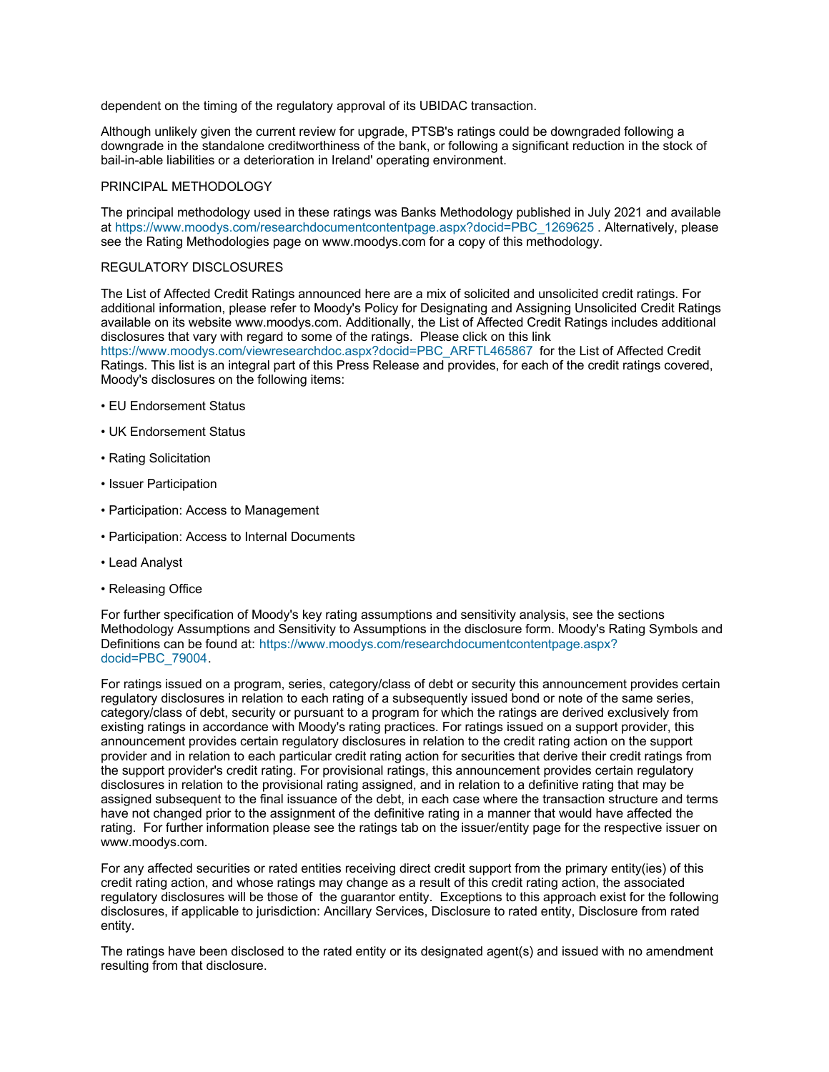dependent on the timing of the regulatory approval of its UBIDAC transaction.

Although unlikely given the current review for upgrade, PTSB's ratings could be downgraded following a downgrade in the standalone creditworthiness of the bank, or following a significant reduction in the stock of bail-in-able liabilities or a deterioration in Ireland' operating environment.

## PRINCIPAL METHODOLOGY

The principal methodology used in these ratings was Banks Methodology published in July 2021 and available at https://www.moodys.com/researchdocumentcontentpage.aspx?docid=PBC_1269625 . Alternatively, please see the Rating Methodologies page on www.moodys.com for a copy of this methodology.

## REGULATORY DISCLOSURES

The List of Affected Credit Ratings announced here are a mix of solicited and unsolicited credit ratings. For additional information, please refer to Moody's Policy for Designating and Assigning Unsolicited Credit Ratings available on its website www.moodys.com. Additionally, the List of Affected Credit Ratings includes additional disclosures that vary with regard to some of the ratings. Please click on this link https://www.moodys.com/viewresearchdoc.aspx?docid=PBC_ARFTL465867 for the List of Affected Credit Ratings. This list is an integral part of this Press Release and provides, for each of the credit ratings covered, Moody's disclosures on the following items:

- EU Endorsement Status
- UK Endorsement Status
- Rating Solicitation
- Issuer Participation
- Participation: Access to Management
- Participation: Access to Internal Documents
- Lead Analyst
- Releasing Office

For further specification of Moody's key rating assumptions and sensitivity analysis, see the sections Methodology Assumptions and Sensitivity to Assumptions in the disclosure form. Moody's Rating Symbols and Definitions can be found at: https://www.moodys.com/researchdocumentcontentpage.aspx?docid=PBC_79004.

For ratings issued on a program, series, category/class of debt or security this announcement provides certain regulatory disclosures in relation to each rating of a subsequently issued bond or note of the same series, category/class of debt, security or pursuant to a program for which the ratings are derived exclusively from existing ratings in accordance with Moody's rating practices. For ratings issued on a support provider, this announcement provides certain regulatory disclosures in relation to the credit rating action on the support provider and in relation to each particular credit rating action for securities that derive their credit ratings from the support provider's credit rating. For provisional ratings, this announcement provides certain regulatory disclosures in relation to the provisional rating assigned, and in relation to a definitive rating that may be assigned subsequent to the final issuance of the debt, in each case where the transaction structure and terms have not changed prior to the assignment of the definitive rating in a manner that would have affected the rating. For further information please see the ratings tab on the issuer/entity page for the respective issuer on www.moodys.com.

For any affected securities or rated entities receiving direct credit support from the primary entity(ies) of this credit rating action, and whose ratings may change as a result of this credit rating action, the associated regulatory disclosures will be those of the guarantor entity. Exceptions to this approach exist for the following disclosures, if applicable to jurisdiction: Ancillary Services, Disclosure to rated entity, Disclosure from rated entity.

The ratings have been disclosed to the rated entity or its designated agent(s) and issued with no amendment resulting from that disclosure.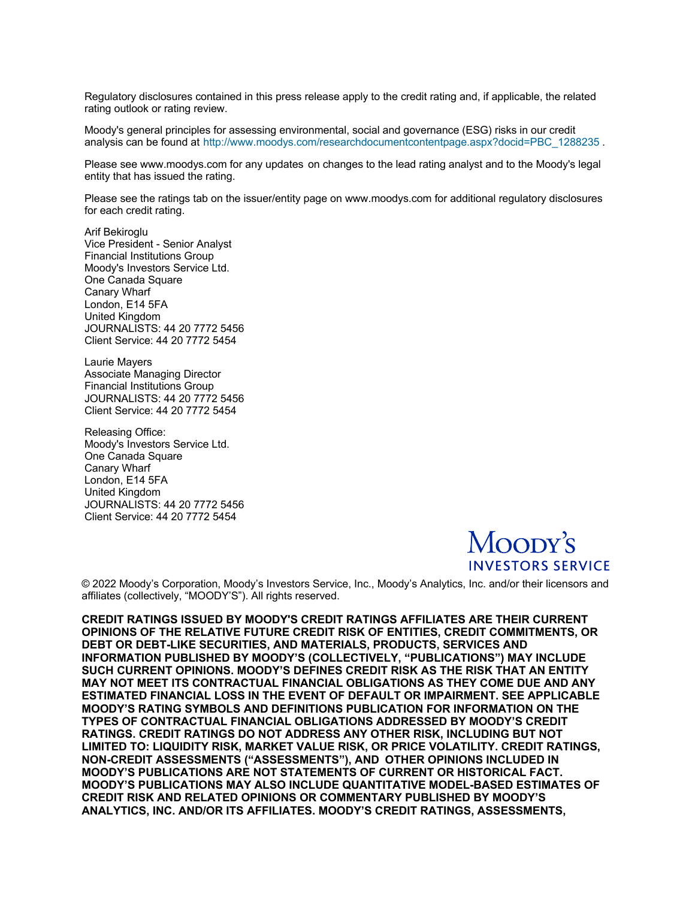Regulatory disclosures contained in this press release apply to the credit rating and, if applicable, the related rating outlook or rating review.

Moody's general principles for assessing environmental, social and governance (ESG) risks in our credit analysis can be found at http://www.moodys.com/researchdocumentcontentpage.aspx?docid=PBC_1288235 .

Please see www.moodys.com for any updates on changes to the lead rating analyst and to the Moody's legal entity that has issued the rating.

Please see the ratings tab on the issuer/entity page on www.moodys.com for additional regulatory disclosures for each credit rating.

Arif Bekiroglu
Vice President - Senior Analyst
Financial Institutions Group
Moody's Investors Service Ltd.
One Canada Square
Canary Wharf
London, E14 5FA
United Kingdom
JOURNALISTS: 44 20 7772 5456
Client Service: 44 20 7772 5454

Laurie Mayers
Associate Managing Director
Financial Institutions Group
JOURNALISTS: 44 20 7772 5456
Client Service: 44 20 7772 5454

Releasing Office:
Moody's Investors Service Ltd.
One Canada Square
Canary Wharf
London, E14 5FA
United Kingdom
JOURNALISTS: 44 20 7772 5456
Client Service: 44 20 7772 5454

MOODY'S INVESTORS SERVICE

© 2022 Moody's Corporation, Moody's Investors Service, Inc., Moody's Analytics, Inc. and/or their licensors and affiliates (collectively, "MOODY'S"). All rights reserved.

**CREDIT RATINGS ISSUED BY MOODY'S CREDIT RATINGS AFFILIATES ARE THEIR CURRENT OPINIONS OF THE RELATIVE FUTURE CREDIT RISK OF ENTITIES, CREDIT COMMITMENTS, OR DEBT OR DEBT-LIKE SECURITIES, AND MATERIALS, PRODUCTS, SERVICES AND INFORMATION PUBLISHED BY MOODY'S (COLLECTIVELY, "PUBLICATIONS") MAY INCLUDE SUCH CURRENT OPINIONS. MOODY'S DEFINES CREDIT RISK AS THE RISK THAT AN ENTITY MAY NOT MEET ITS CONTRACTUAL FINANCIAL OBLIGATIONS AS THEY COME DUE AND ANY ESTIMATED FINANCIAL LOSS IN THE EVENT OF DEFAULT OR IMPAIRMENT. SEE APPLICABLE MOODY'S RATING SYMBOLS AND DEFINITIONS PUBLICATION FOR INFORMATION ON THE TYPES OF CONTRACTUAL FINANCIAL OBLIGATIONS ADDRESSED BY MOODY'S CREDIT RATINGS. CREDIT RATINGS DO NOT ADDRESS ANY OTHER RISK, INCLUDING BUT NOT LIMITED TO: LIQUIDITY RISK, MARKET VALUE RISK, OR PRICE VOLATILITY. CREDIT RATINGS, NON-CREDIT ASSESSMENTS ("ASSESSMENTS"), AND OTHER OPINIONS INCLUDED IN MOODY'S PUBLICATIONS ARE NOT STATEMENTS OF CURRENT OR HISTORICAL FACT. MOODY'S PUBLICATIONS MAY ALSO INCLUDE QUANTITATIVE MODEL-BASED ESTIMATES OF CREDIT RISK AND RELATED OPINIONS OR COMMENTARY PUBLISHED BY MOODY'S ANALYTICS, INC. AND/OR ITS AFFILIATES. MOODY'S CREDIT RATINGS, ASSESSMENTS,**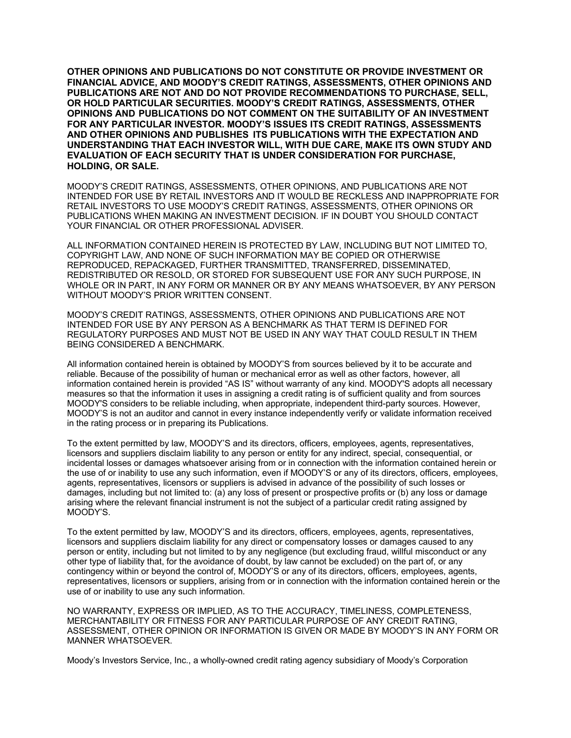**OTHER OPINIONS AND PUBLICATIONS DO NOT CONSTITUTE OR PROVIDE INVESTMENT OR FINANCIAL ADVICE, AND MOODY'S CREDIT RATINGS, ASSESSMENTS, OTHER OPINIONS AND PUBLICATIONS ARE NOT AND DO NOT PROVIDE RECOMMENDATIONS TO PURCHASE, SELL, OR HOLD PARTICULAR SECURITIES. MOODY'S CREDIT RATINGS, ASSESSMENTS, OTHER OPINIONS AND PUBLICATIONS DO NOT COMMENT ON THE SUITABILITY OF AN INVESTMENT FOR ANY PARTICULAR INVESTOR. MOODY'S ISSUES ITS CREDIT RATINGS, ASSESSMENTS AND OTHER OPINIONS AND PUBLISHES ITS PUBLICATIONS WITH THE EXPECTATION AND UNDERSTANDING THAT EACH INVESTOR WILL, WITH DUE CARE, MAKE ITS OWN STUDY AND EVALUATION OF EACH SECURITY THAT IS UNDER CONSIDERATION FOR PURCHASE, HOLDING, OR SALE.**

MOODY'S CREDIT RATINGS, ASSESSMENTS, OTHER OPINIONS, AND PUBLICATIONS ARE NOT INTENDED FOR USE BY RETAIL INVESTORS AND IT WOULD BE RECKLESS AND INAPPROPRIATE FOR RETAIL INVESTORS TO USE MOODY'S CREDIT RATINGS, ASSESSMENTS, OTHER OPINIONS OR PUBLICATIONS WHEN MAKING AN INVESTMENT DECISION. IF IN DOUBT YOU SHOULD CONTACT YOUR FINANCIAL OR OTHER PROFESSIONAL ADVISER.

ALL INFORMATION CONTAINED HEREIN IS PROTECTED BY LAW, INCLUDING BUT NOT LIMITED TO, COPYRIGHT LAW, AND NONE OF SUCH INFORMATION MAY BE COPIED OR OTHERWISE REPRODUCED, REPACKAGED, FURTHER TRANSMITTED, TRANSFERRED, DISSEMINATED, REDISTRIBUTED OR RESOLD, OR STORED FOR SUBSEQUENT USE FOR ANY SUCH PURPOSE, IN WHOLE OR IN PART, IN ANY FORM OR MANNER OR BY ANY MEANS WHATSOEVER, BY ANY PERSON WITHOUT MOODY'S PRIOR WRITTEN CONSENT.

MOODY'S CREDIT RATINGS, ASSESSMENTS, OTHER OPINIONS AND PUBLICATIONS ARE NOT INTENDED FOR USE BY ANY PERSON AS A BENCHMARK AS THAT TERM IS DEFINED FOR REGULATORY PURPOSES AND MUST NOT BE USED IN ANY WAY THAT COULD RESULT IN THEM BEING CONSIDERED A BENCHMARK.

All information contained herein is obtained by MOODY'S from sources believed by it to be accurate and reliable. Because of the possibility of human or mechanical error as well as other factors, however, all information contained herein is provided "AS IS" without warranty of any kind. MOODY'S adopts all necessary measures so that the information it uses in assigning a credit rating is of sufficient quality and from sources MOODY'S considers to be reliable including, when appropriate, independent third-party sources. However, MOODY'S is not an auditor and cannot in every instance independently verify or validate information received in the rating process or in preparing its Publications.

To the extent permitted by law, MOODY'S and its directors, officers, employees, agents, representatives, licensors and suppliers disclaim liability to any person or entity for any indirect, special, consequential, or incidental losses or damages whatsoever arising from or in connection with the information contained herein or the use of or inability to use any such information, even if MOODY'S or any of its directors, officers, employees, agents, representatives, licensors or suppliers is advised in advance of the possibility of such losses or damages, including but not limited to: (a) any loss of present or prospective profits or (b) any loss or damage arising where the relevant financial instrument is not the subject of a particular credit rating assigned by MOODY'S.

To the extent permitted by law, MOODY'S and its directors, officers, employees, agents, representatives, licensors and suppliers disclaim liability for any direct or compensatory losses or damages caused to any person or entity, including but not limited to by any negligence (but excluding fraud, willful misconduct or any other type of liability that, for the avoidance of doubt, by law cannot be excluded) on the part of, or any contingency within or beyond the control of, MOODY'S or any of its directors, officers, employees, agents, representatives, licensors or suppliers, arising from or in connection with the information contained herein or the use of or inability to use any such information.

NO WARRANTY, EXPRESS OR IMPLIED, AS TO THE ACCURACY, TIMELINESS, COMPLETENESS, MERCHANTABILITY OR FITNESS FOR ANY PARTICULAR PURPOSE OF ANY CREDIT RATING, ASSESSMENT, OTHER OPINION OR INFORMATION IS GIVEN OR MADE BY MOODY'S IN ANY FORM OR MANNER WHATSOEVER.

Moody's Investors Service, Inc., a wholly-owned credit rating agency subsidiary of Moody's Corporation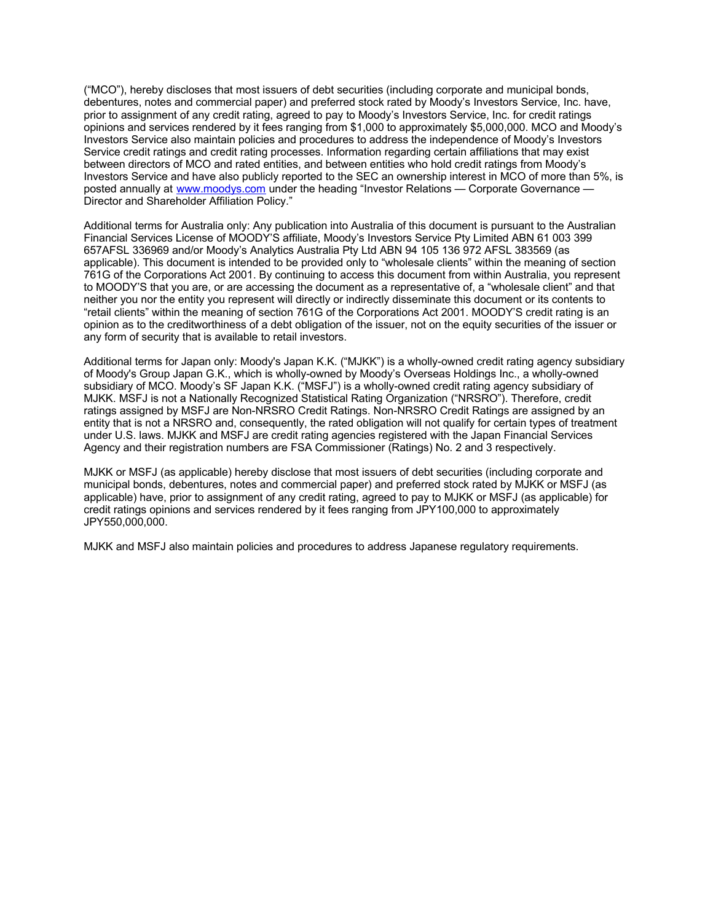("MCO"), hereby discloses that most issuers of debt securities (including corporate and municipal bonds, debentures, notes and commercial paper) and preferred stock rated by Moody's Investors Service, Inc. have, prior to assignment of any credit rating, agreed to pay to Moody's Investors Service, Inc. for credit ratings opinions and services rendered by it fees ranging from $1,000 to approximately $5,000,000. MCO and Moody's Investors Service also maintain policies and procedures to address the independence of Moody's Investors Service credit ratings and credit rating processes. Information regarding certain affiliations that may exist between directors of MCO and rated entities, and between entities who hold credit ratings from Moody's Investors Service and have also publicly reported to the SEC an ownership interest in MCO of more than 5%, is posted annually at www.moodys.com under the heading "Investor Relations — Corporate Governance — Director and Shareholder Affiliation Policy."

Additional terms for Australia only: Any publication into Australia of this document is pursuant to the Australian Financial Services License of MOODY'S affiliate, Moody's Investors Service Pty Limited ABN 61 003 399 657AFSL 336969 and/or Moody's Analytics Australia Pty Ltd ABN 94 105 136 972 AFSL 383569 (as applicable). This document is intended to be provided only to "wholesale clients" within the meaning of section 761G of the Corporations Act 2001. By continuing to access this document from within Australia, you represent to MOODY'S that you are, or are accessing the document as a representative of, a "wholesale client" and that neither you nor the entity you represent will directly or indirectly disseminate this document or its contents to "retail clients" within the meaning of section 761G of the Corporations Act 2001. MOODY'S credit rating is an opinion as to the creditworthiness of a debt obligation of the issuer, not on the equity securities of the issuer or any form of security that is available to retail investors.

Additional terms for Japan only: Moody's Japan K.K. ("MJKK") is a wholly-owned credit rating agency subsidiary of Moody's Group Japan G.K., which is wholly-owned by Moody's Overseas Holdings Inc., a wholly-owned subsidiary of MCO. Moody's SF Japan K.K. ("MSFJ") is a wholly-owned credit rating agency subsidiary of MJKK. MSFJ is not a Nationally Recognized Statistical Rating Organization ("NRSRO"). Therefore, credit ratings assigned by MSFJ are Non-NRSRO Credit Ratings. Non-NRSRO Credit Ratings are assigned by an entity that is not a NRSRO and, consequently, the rated obligation will not qualify for certain types of treatment under U.S. laws. MJKK and MSFJ are credit rating agencies registered with the Japan Financial Services Agency and their registration numbers are FSA Commissioner (Ratings) No. 2 and 3 respectively.

MJKK or MSFJ (as applicable) hereby disclose that most issuers of debt securities (including corporate and municipal bonds, debentures, notes and commercial paper) and preferred stock rated by MJKK or MSFJ (as applicable) have, prior to assignment of any credit rating, agreed to pay to MJKK or MSFJ (as applicable) for credit ratings opinions and services rendered by it fees ranging from JPY100,000 to approximately JPY550,000,000.

MJKK and MSFJ also maintain policies and procedures to address Japanese regulatory requirements.